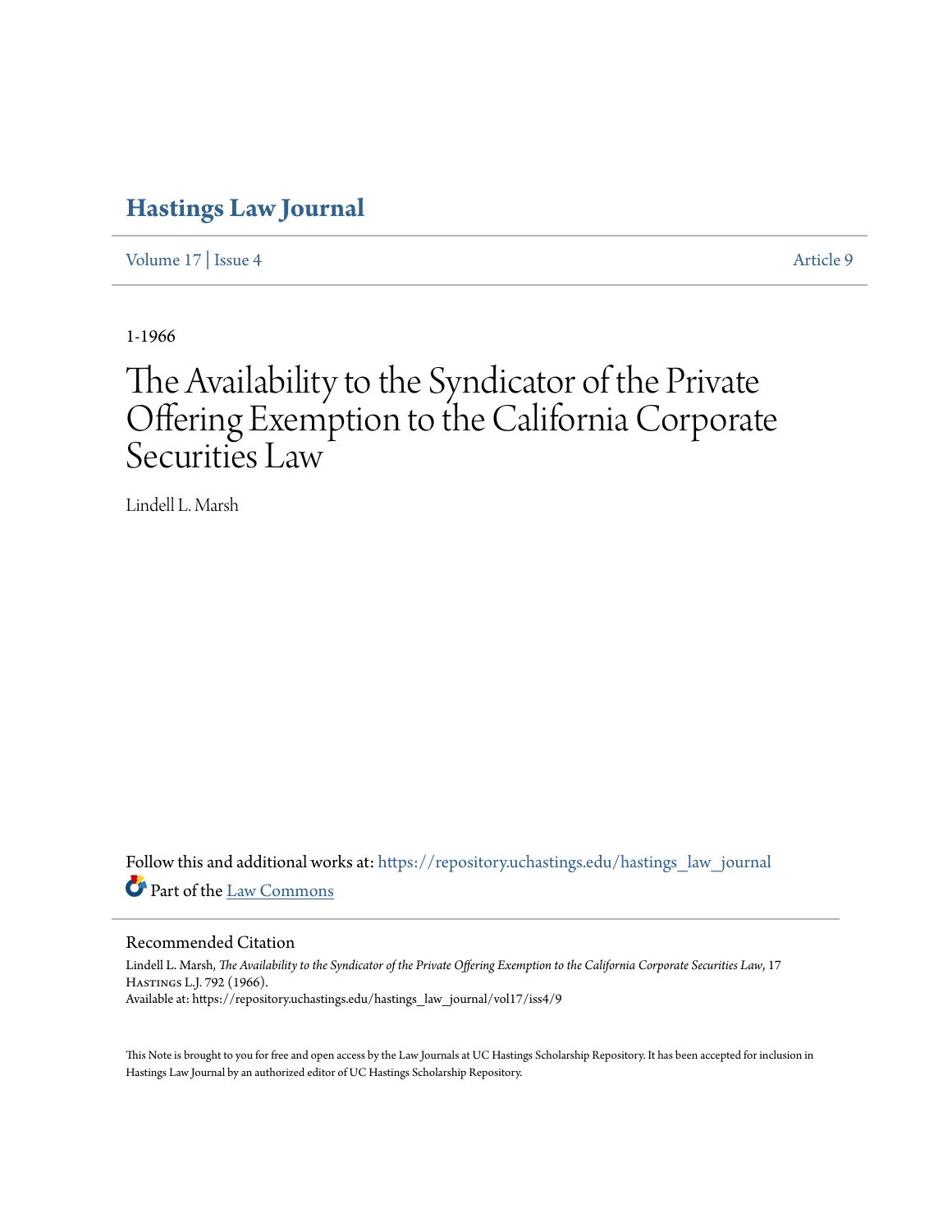# Hastings Law Journal

Volume 17 | Issue 4 Article 9

1-1966

# The Availability to the Syndicator of the Private Offering Exemption to the California Corporate Securities Law

Lindell L. Marsh

Follow this and additional works at: https://repository.uchastings.edu/hastings_law_journal

Part of the Law Commons

## Recommended Citation

Lindell L. Marsh, *The Availability to the Syndicator of the Private Offering Exemption to the California Corporate Securities Law*, 17 Hastings L.J. 792 (1966).
Available at: https://repository.uchastings.edu/hastings_law_journal/vol17/iss4/9

This Note is brought to you for free and open access by the Law Journals at UC Hastings Scholarship Repository. It has been accepted for inclusion in Hastings Law Journal by an authorized editor of UC Hastings Scholarship Repository.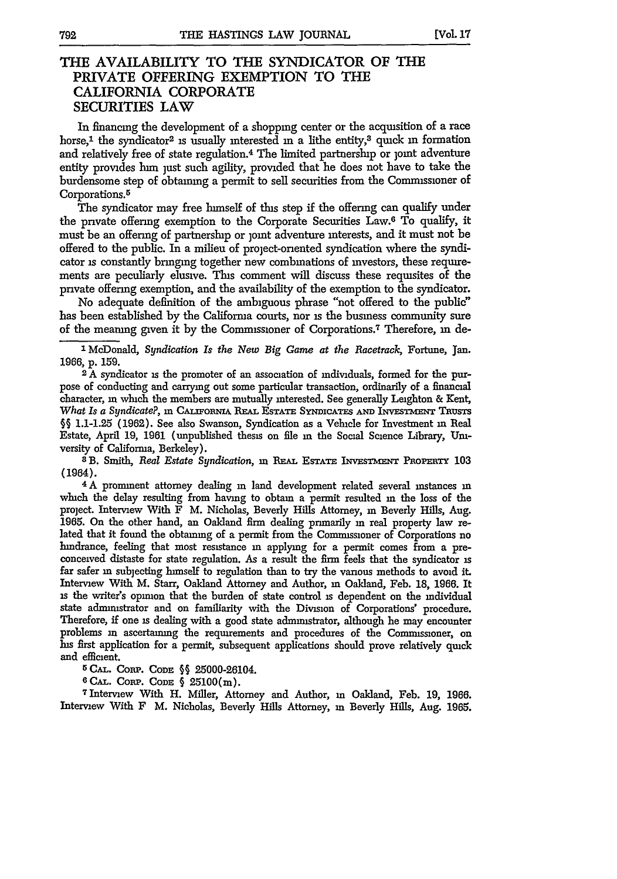# THE AVAILABILITY TO THE SYNDICATOR OF THE PRIVATE OFFERING EXEMPTION TO THE CALIFORNIA CORPORATE SECURITIES LAW

In financing the development of a shopping center or the acquisition of a race horse,[1] the syndicator[2] is usually interested in a lithe entity,[3] quick in formation and relatively free of state regulation.[4] The limited partnership or joint adventure entity provides him just such agility, provided that he does not have to take the burdensome step of obtaining a permit to sell securities from the Commissioner of Corporations.[5]

The syndicator may free himself of this step if the offering can qualify under the private offering exemption to the Corporate Securities Law.[6] To qualify, it must be an offering of partnership or joint adventure interests, and it must not be offered to the public. In a milieu of project-oriented syndication where the syndicator is constantly bringing together new combinations of investors, these requirements are peculiarly elusive. This comment will discuss these requisites of the private offering exemption, and the availability of the exemption to the syndicator.

No adequate definition of the ambiguous phrase "not offered to the public" has been established by the California courts, nor is the business community sure of the meaning given it by the Commissioner of Corporations.[7] Therefore, in de-

---

[1] McDonald, *Syndication Is the New Big Game at the Racetrack*, Fortune, Jan. 1966, p. 159.

[2] A syndicator is the promoter of an association of individuals, formed for the purpose of conducting and carrying out some particular transaction, ordinarily of a financial character, in which the members are mutually interested. See generally Leighton & Kent, *What Is a Syndicate?*, in CALIFORNIA REAL ESTATE SYNDICATES AND INVESTMENT TRUSTS §§ 1.1-1.25 (1962). See also Swanson, Syndication as a Vehicle for Investment in Real Estate, April 19, 1961 (unpublished thesis on file in the Social Science Library, University of California, Berkeley).

[3] B. Smith, *Real Estate Syndication*, in REAL ESTATE INVESTMENT PROPERTY 103 (1964).

[4] A prominent attorney dealing in land development related several instances in which the delay resulting from having to obtain a permit resulted in the loss of the project. Interview With F M. Nicholas, Beverly Hills Attorney, in Beverly Hills, Aug. 1965. On the other hand, an Oakland firm dealing primarily in real property law related that it found the obtaining of a permit from the Commissioner of Corporations no hindrance, feeling that most resistance in applying for a permit comes from a preconceived distaste for state regulation. As a result the firm feels that the syndicator is far safer in subjecting himself to regulation than to try the various methods to avoid it. Interview With M. Starr, Oakland Attorney and Author, in Oakland, Feb. 18, 1966. It is the writer's opinion that the burden of state control is dependent on the individual state administrator and on familiarity with the Division of Corporations' procedure. Therefore, if one is dealing with a good state administrator, although he may encounter problems in ascertaining the requirements and procedures of the Commissioner, on his first application for a permit, subsequent applications should prove relatively quick and efficient.

[5] CAL. CORP. CODE §§ 25000-26104.

[6] CAL. CORP. CODE § 25100(m).

[7] Interview With H. Miller, Attorney and Author, in Oakland, Feb. 19, 1966. Interview With F M. Nicholas, Beverly Hills Attorney, in Beverly Hills, Aug. 1965.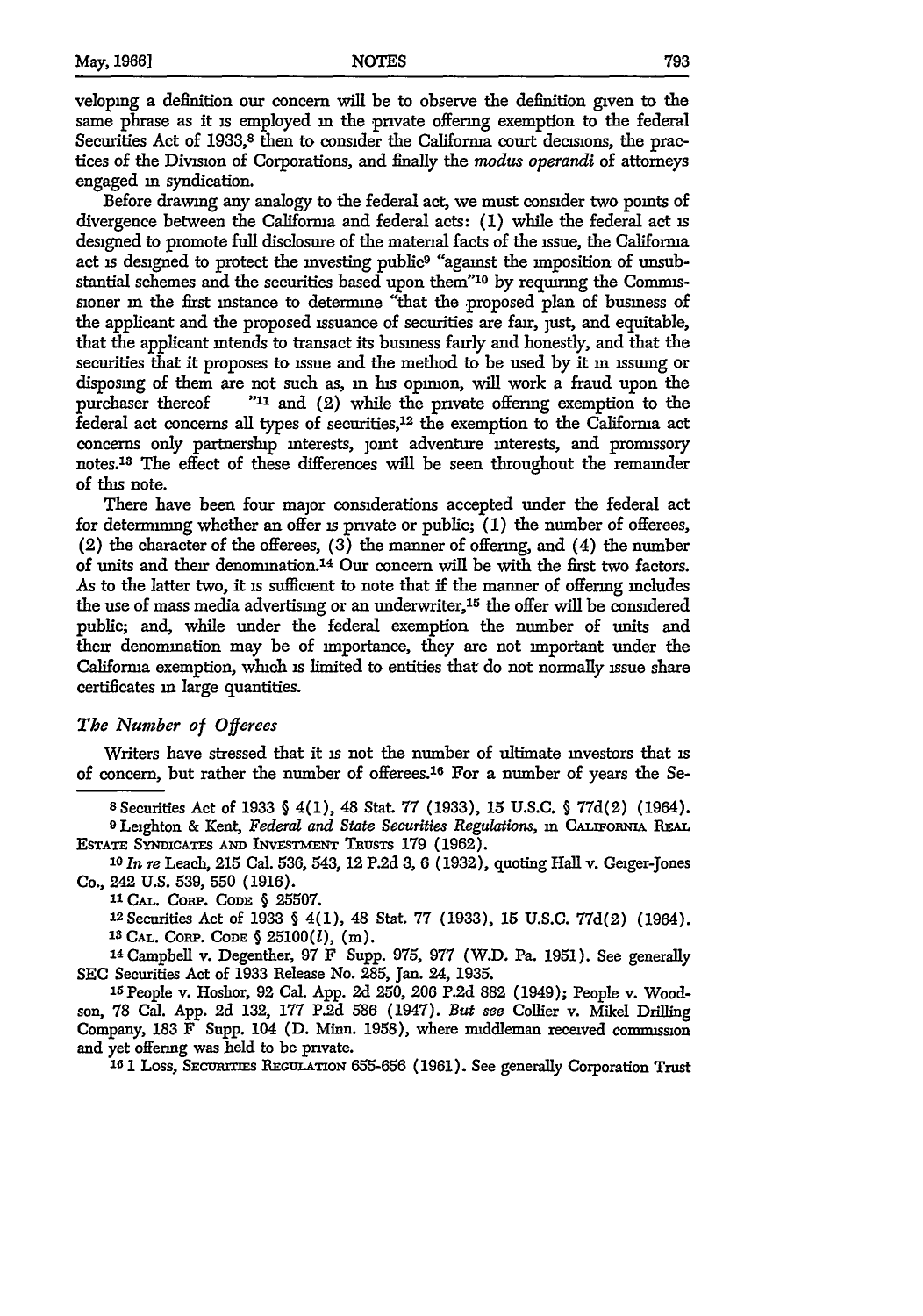veloping a definition our concern will be to observe the definition given to the same phrase as it is employed in the private offering exemption to the federal Securities Act of 1933,[8] then to consider the California court decisions, the practices of the Division of Corporations, and finally the *modus operandi* of attorneys engaged in syndication.

Before drawing any analogy to the federal act, we must consider two points of divergence between the California and federal acts: (1) while the federal act is designed to promote full disclosure of the material facts of the issue, the California act is designed to protect the investing public[9] "against the imposition of unsubstantial schemes and the securities based upon them"[10] by requiring the Commissioner in the first instance to determine "that the proposed plan of business of the applicant and the proposed issuance of securities are fair, just, and equitable, that the applicant intends to transact its business fairly and honestly, and that the securities that it proposes to issue and the method to be used by it in issuing or disposing of them are not such as, in his opinion, will work a fraud upon the purchaser thereof ..."[11] and (2) while the private offering exemption to the federal act concerns all types of securities,[12] the exemption to the California act concerns only partnership interests, joint adventure interests, and promissory notes.[13] The effect of these differences will be seen throughout the remainder of this note.

There have been four major considerations accepted under the federal act for determining whether an offer is private or public; (1) the number of offerees, (2) the character of the offerees, (3) the manner of offering, and (4) the number of units and their denomination.[14] Our concern will be with the first two factors. As to the latter two, it is sufficient to note that if the manner of offering includes the use of mass media advertising or an underwriter,[15] the offer will be considered public; and, while under the federal exemption the number of units and their denomination may be of importance, they are not important under the California exemption, which is limited to entities that do not normally issue share certificates in large quantities.

### *The Number of Offerees*

Writers have stressed that it is not the number of ultimate investors that is of concern, but rather the number of offerees.[16] For a number of years the Se-

---

[8] Securities Act of 1933 § 4(1), 48 Stat. 77 (1933), 15 U.S.C. § 77d(2) (1964).

[9] Leighton & Kent, *Federal and State Securities Regulations*, in CALIFORNIA REAL ESTATE SYNDICATES AND INVESTMENT TRUSTS 179 (1962).

[10] *In re* Leach, 215 Cal. 536, 543, 12 P.2d 3, 6 (1932), quoting Hall v. Geiger-Jones Co., 242 U.S. 539, 550 (1916).

[11] CAL. CORP. CODE § 25507.

[12] Securities Act of 1933 § 4(1), 48 Stat. 77 (1933), 15 U.S.C. 77d(2) (1964).

[13] CAL. CORP. CODE § 25100(*l*), (m).

[14] Campbell v. Degenther, 97 F Supp. 975, 977 (W.D. Pa. 1951). See generally SEC Securities Act of 1933 Release No. 285, Jan. 24, 1935.

[15] People v. Hoshor, 92 Cal. App. 2d 250, 206 P.2d 882 (1949); People v. Woodson, 78 Cal. App. 2d 132, 177 P.2d 586 (1947). *But see* Collier v. Mikel Drilling Company, 183 F Supp. 104 (D. Minn. 1958), where middleman received commission and yet offering was held to be private.

[16] 1 Loss, SECURITIES REGULATION 655-656 (1961). See generally Corporation Trust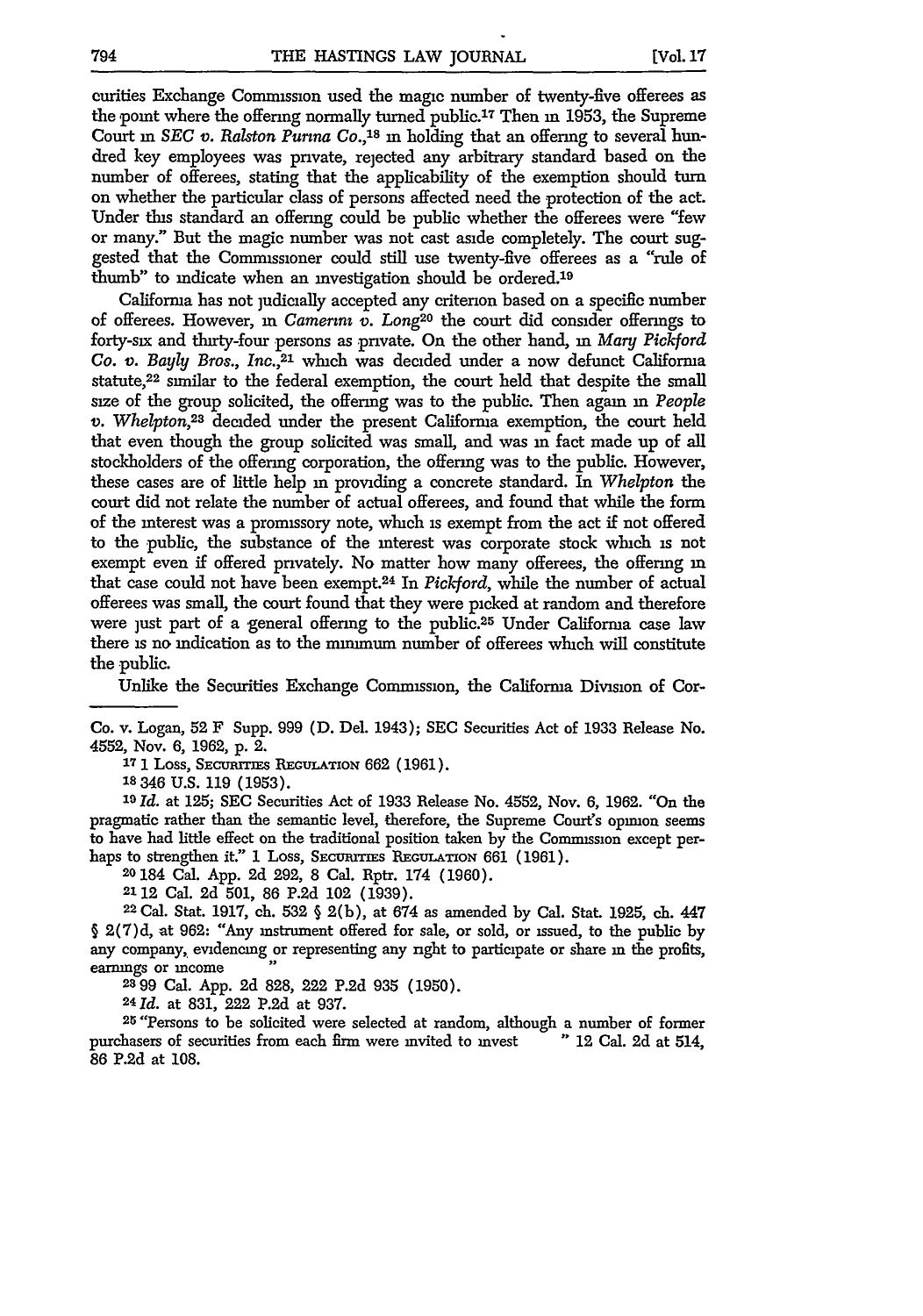curities Exchange Commission used the magic number of twenty-five offerees as the point where the offering normally turned public.[17] Then in 1953, the Supreme Court in *SEC v. Ralston Purina Co.*,[18] in holding that an offering to several hundred key employees was private, rejected any arbitrary standard based on the number of offerees, stating that the applicability of the exemption should turn on whether the particular class of persons affected need the protection of the act. Under this standard an offering could be public whether the offerees were "few or many." But the magic number was not cast aside completely. The court suggested that the Commissioner could still use twenty-five offerees as a "rule of thumb" to indicate when an investigation should be ordered.[19]

California has not judicially accepted any criterion based on a specific number of offerees. However, in *Camerini v. Long*[20] the court did consider offerings to forty-six and thirty-four persons as private. On the other hand, in *Mary Pickford Co. v. Bayly Bros., Inc.*,[21] which was decided under a now defunct California statute,[22] similar to the federal exemption, the court held that despite the small size of the group solicited, the offering was to the public. Then again in *People v. Whelpton*,[23] decided under the present California exemption, the court held that even though the group solicited was small, and was in fact made up of all stockholders of the offering corporation, the offering was to the public. However, these cases are of little help in providing a concrete standard. In *Whelpton* the court did not relate the number of actual offerees, and found that while the form of the interest was a promissory note, which is exempt from the act if not offered to the public, the substance of the interest was corporate stock which is not exempt even if offered privately. No matter how many offerees, the offering in that case could not have been exempt.[24] In *Pickford*, while the number of actual offerees was small, the court found that they were picked at random and therefore were just part of a general offering to the public.[25] Under California case law there is no indication as to the minimum number of offerees which will constitute the public.

Unlike the Securities Exchange Commission, the California Division of Cor-

---

Co. v. Logan, 52 F Supp. 999 (D. Del. 1943); SEC Securities Act of 1933 Release No. 4552, Nov. 6, 1962, p. 2.

[17] 1 Loss, SECURITIES REGULATION 662 (1961).

[18] 346 U.S. 119 (1953).

[19] *Id.* at 125; SEC Securities Act of 1933 Release No. 4552, Nov. 6, 1962. "On the pragmatic rather than the semantic level, therefore, the Supreme Court's opinion seems to have had little effect on the traditional position taken by the Commission except perhaps to strengthen it." 1 Loss, SECURITIES REGULATION 661 (1961).

[20] 184 Cal. App. 2d 292, 8 Cal. Rptr. 174 (1960).

[21] 12 Cal. 2d 501, 86 P.2d 102 (1939).

[22] Cal. Stat. 1917, ch. 532 § 2(b), at 674 as amended by Cal. Stat. 1925, ch. 447 § 2(7)d, at 962: "Any instrument offered for sale, or sold, or issued, to the public by any company, evidencing or representing any right to participate or share in the profits, earnings or income "

[23] 99 Cal. App. 2d 828, 222 P.2d 935 (1950).

[24] *Id.* at 831, 222 P.2d at 937.

[25] "Persons to be solicited were selected at random, although a number of former purchasers of securities from each firm were invited to invest " 12 Cal. 2d at 514, 86 P.2d at 108.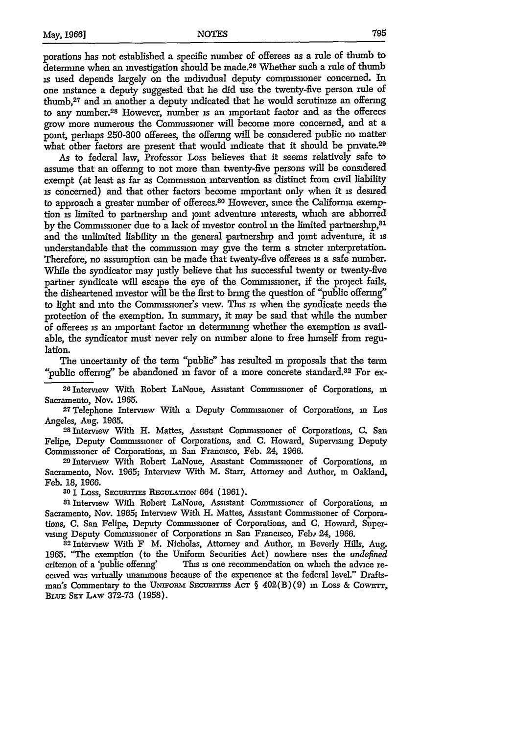porations has not established a specific number of offerees as a rule of thumb to determine when an investigation should be made.[26] Whether such a rule of thumb is used depends largely on the individual deputy commissioner concerned. In one instance a deputy suggested that he did use the twenty-five person rule of thumb,[27] and in another a deputy indicated that he would scrutinize an offering to any number.[28] However, number is an important factor and as the offerees grow more numerous the Commissioner will become more concerned, and at a point, perhaps 250-300 offerees, the offering will be considered public no matter what other factors are present that would indicate that it should be private.[29]

As to federal law, Professor Loss believes that it seems relatively safe to assume that an offering to not more than twenty-five persons will be considered exempt (at least as far as Commission intervention as distinct from civil liability is concerned) and that other factors become important only when it is desired to approach a greater number of offerees.[30] However, since the California exemption is limited to partnership and joint adventure interests, which are abhorred by the Commissioner due to a lack of investor control in the limited partnership,[31] and the unlimited liability in the general partnership and joint adventure, it is understandable that the commission may give the term a stricter interpretation. Therefore, no assumption can be made that twenty-five offerees is a safe number. While the syndicator may justly believe that his successful twenty or twenty-five partner syndicate will escape the eye of the Commissioner, if the project fails, the disheartened investor will be the first to bring the question of "public offering" to light and into the Commissioner's view. This is when the syndicate needs the protection of the exemption. In summary, it may be said that while the number of offerees is an important factor in determining whether the exemption is available, the syndicator must never rely on number alone to free himself from regulation.

The uncertainty of the term "public" has resulted in proposals that the term "public offering" be abandoned in favor of a more concrete standard.[32] For ex-

---

[26] Interview With Robert LaNoue, Assistant Commissioner of Corporations, in Sacramento, Nov. 1965.

[27] Telephone Interview With a Deputy Commissioner of Corporations, in Los Angeles, Aug. 1965.

[28] Interview With H. Mattes, Assistant Commissioner of Corporations, C. San Felipe, Deputy Commissioner of Corporations, and C. Howard, Supervising Deputy Commissioner of Corporations, in San Francisco, Feb. 24, 1966.

[29] Interview With Robert LaNoue, Assistant Commissioner of Corporations, in Sacramento, Nov. 1965; Interview With M. Starr, Attorney and Author, in Oakland, Feb. 18, 1966.

[30] 1 Loss, Securities Regulation 664 (1961).

[31] Interview With Robert LaNoue, Assistant Commissioner of Corporations, in Sacramento, Nov. 1965; Interview With H. Mattes, Assistant Commissioner of Corporations, C. San Felipe, Deputy Commissioner of Corporations, and C. Howard, Supervising Deputy Commissioner of Corporations in San Francisco, Feb. 24, 1966.

[32] Interview With F M. Nicholas, Attorney and Author, in Beverly Hills, Aug. 1965. "The exemption (to the Uniform Securities Act) nowhere uses the *undefined* criterion of a 'public offering' This is one recommendation on which the advice received was virtually unanimous because of the experience at the federal level." Draftsman's Commentary to the Uniform Securities Act § 402(B)(9) in Loss & Cowett, Blue Sky Law 372-73 (1958).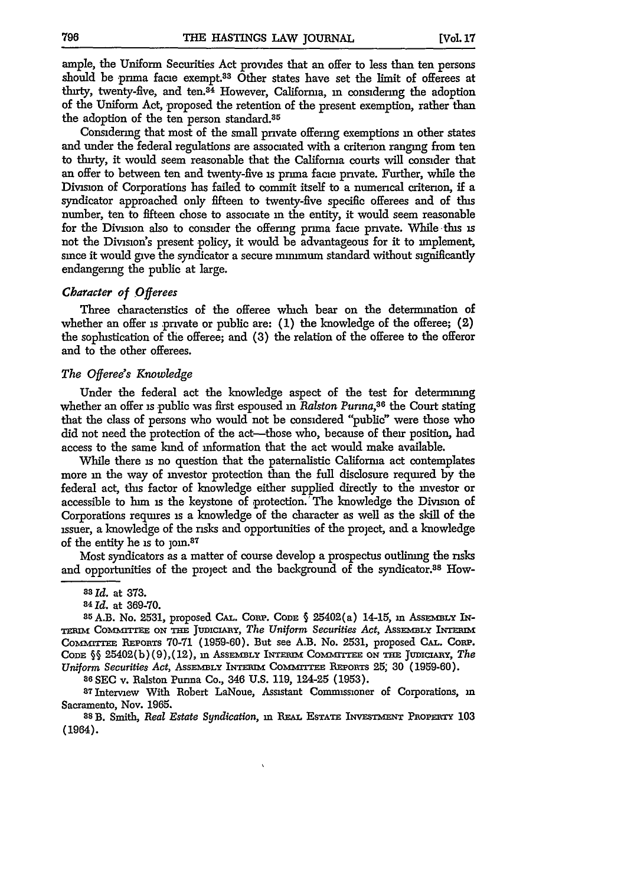ample, the Uniform Securities Act provides that an offer to less than ten persons should be prima facie exempt.[33] Other states have set the limit of offerees at thirty, twenty-five, and ten.[34] However, California, in considering the adoption of the Uniform Act, proposed the retention of the present exemption, rather than the adoption of the ten person standard.[35]

Considering that most of the small private offering exemptions in other states and under the federal regulations are associated with a criterion ranging from ten to thirty, it would seem reasonable that the California courts will consider that an offer to between ten and twenty-five is prima facie private. Further, while the Division of Corporations has failed to commit itself to a numerical criterion, if a syndicator approached only fifteen to twenty-five specific offerees and of this number, ten to fifteen chose to associate in the entity, it would seem reasonable for the Division also to consider the offering prima facie private. While this is not the Division's present policy, it would be advantageous for it to implement, since it would give the syndicator a secure minimum standard without significantly endangering the public at large.

### *Character of Offerees*

Three characteristics of the offeree which bear on the determination of whether an offer is private or public are: (1) the knowledge of the offeree; (2) the sophistication of the offeree; and (3) the relation of the offeree to the offeror and to the other offerees.

### *The Offeree's Knowledge*

Under the federal act the knowledge aspect of the test for determining whether an offer is public was first espoused in *Ralston Purina*,[36] the Court stating that the class of persons who would not be considered "public" were those who did not need the protection of the act—those who, because of their position, had access to the same kind of information that the act would make available.

While there is no question that the paternalistic California act contemplates more in the way of investor protection than the full disclosure required by the federal act, this factor of knowledge either supplied directly to the investor or accessible to him is the keystone of protection. The knowledge the Division of Corporations requires is a knowledge of the character as well as the skill of the issuer, a knowledge of the risks and opportunities of the project, and a knowledge of the entity he is to join.[37]

Most syndicators as a matter of course develop a prospectus outlining the risks and opportunities of the project and the background of the syndicator.[38] How-

---

[33] *Id.* at 373.

[34] *Id.* at 369-70.

[35] A.B. No. 2531, proposed CAL. CORP. CODE § 25402(a) 14-15, in ASSEMBLY INTERIM COMMITTEE ON THE JUDICIARY, *The Uniform Securities Act*, ASSEMBLY INTERIM COMMITTEE REPORTS 70-71 (1959-60). But see A.B. No. 2531, proposed CAL. CORP. CODE §§ 25402(b)(9),(12), in ASSEMBLY INTERIM COMMITTEE ON THE JUDICIARY, *The Uniform Securities Act*, ASSEMBLY INTERIM COMMITTEE REPORTS 25; 30 (1959-60).

[36] SEC v. Ralston Purina Co., 346 U.S. 119, 124-25 (1953).

[37] Interview With Robert LaNoue, Assistant Commissioner of Corporations, in Sacramento, Nov. 1965.

[38] B. Smith, *Real Estate Syndication*, in REAL ESTATE INVESTMENT PROPERTY 103 (1964).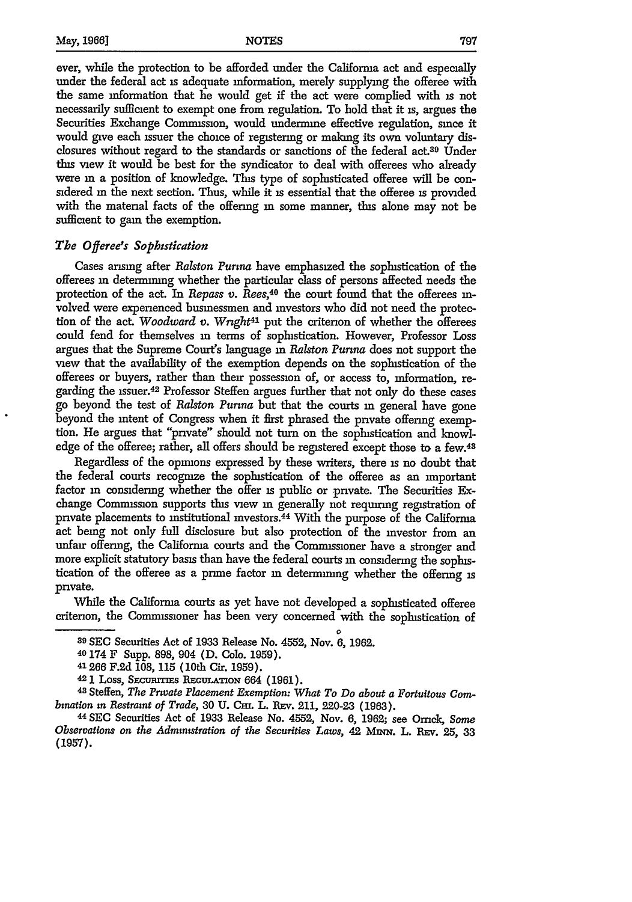ever, while the protection to be afforded under the California act and especially under the federal act is adequate information, merely supplying the offeree with the same information that he would get if the act were complied with is not necessarily sufficient to exempt one from regulation. To hold that it is, argues the Securities Exchange Commission, would undermine effective regulation, since it would give each issuer the choice of registering or making its own voluntary disclosures without regard to the standards or sanctions of the federal act.[39] Under this view it would be best for the syndicator to deal with offerees who already were in a position of knowledge. This type of sophisticated offeree will be considered in the next section. Thus, while it is essential that the offeree is provided with the material facts of the offering in some manner, this alone may not be sufficient to gain the exemption.

### *The Offeree's Sophistication*

Cases arising after *Ralston Purina* have emphasized the sophistication of the offerees in determining whether the particular class of persons affected needs the protection of the act. In *Repass v. Rees*,[40] the court found that the offerees involved were experienced businessmen and investors who did not need the protection of the act. *Woodward v. Wright*[41] put the criterion of whether the offerees could fend for themselves in terms of sophistication. However, Professor Loss argues that the Supreme Court's language in *Ralston Purina* does not support the view that the availability of the exemption depends on the sophistication of the offerees or buyers, rather than their possession of, or access to, information, regarding the issuer.[42] Professor Steffen argues further that not only do these cases go beyond the test of *Ralston Purina* but that the courts in general have gone beyond the intent of Congress when it first phrased the private offering exemption. He argues that "private" should not turn on the sophistication and knowledge of the offeree; rather, all offers should be registered except those to a few.[43]

Regardless of the opinions expressed by these writers, there is no doubt that the federal courts recognize the sophistication of the offeree as an important factor in considering whether the offer is public or private. The Securities Exchange Commission supports this view in generally not requiring registration of private placements to institutional investors.[44] With the purpose of the California act being not only full disclosure but also protection of the investor from an unfair offering, the California courts and the Commissioner have a stronger and more explicit statutory basis than have the federal courts in considering the sophistication of the offeree as a prime factor in determining whether the offering is private.

While the California courts as yet have not developed a sophisticated offeree criterion, the Commissioner has been very concerned with the sophistication of

---

[39] SEC Securities Act of 1933 Release No. 4552, Nov. 6, 1962.

[40] 174 F Supp. 898, 904 (D. Colo. 1959).

[41] 266 F.2d 108, 115 (10th Cir. 1959).

[42] 1 Loss, Securities Regulation 664 (1961).

[43] Steffen, *The Private Placement Exemption: What To Do about a Fortuitous Combination in Restraint of Trade*, 30 U. Chi. L. Rev. 211, 220-23 (1963).

[44] SEC Securities Act of 1933 Release No. 4552, Nov. 6, 1962; see Orrick, *Some Observations on the Administration of the Securities Laws*, 42 Minn. L. Rev. 25, 33 (1957).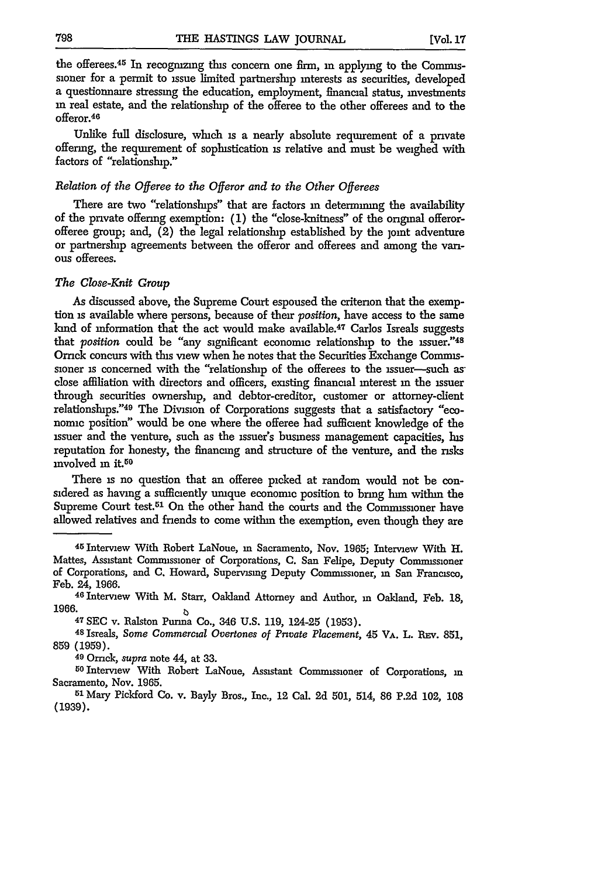the offerees.[45] In recognizing this concern one firm, in applying to the Commissioner for a permit to issue limited partnership interests as securities, developed a questionnaire stressing the education, employment, financial status, investments in real estate, and the relationship of the offeree to the other offerees and to the offeror.[46]

Unlike full disclosure, which is a nearly absolute requirement of a private offering, the requirement of sophistication is relative and must be weighed with factors of "relationship."

*Relation of the Offeree to the Offeror and to the Other Offerees*

There are two "relationships" that are factors in determining the availability of the private offering exemption: (1) the "close-knitness" of the original offeror-offeree group; and, (2) the legal relationship established by the joint adventure or partnership agreements between the offeror and offerees and among the various offerees.

*The Close-Knit Group*

As discussed above, the Supreme Court espoused the criterion that the exemption is available where persons, because of their *position*, have access to the same kind of information that the act would make available.[47] Carlos Isreals suggests that *position* could be "any significant economic relationship to the issuer."[48] Orrick concurs with this view when he notes that the Securities Exchange Commissioner is concerned with the "relationship of the offerees to the issuer—such as close affiliation with directors and officers, existing financial interest in the issuer through securities ownership, and debtor-creditor, customer or attorney-client relationships."[49] The Division of Corporations suggests that a satisfactory "economic position" would be one where the offeree had sufficient knowledge of the issuer and the venture, such as the issuer's business management capacities, his reputation for honesty, the financing and structure of the venture, and the risks involved in it.[50]

There is no question that an offeree picked at random would not be considered as having a sufficiently unique economic position to bring him within the Supreme Court test.[51] On the other hand the courts and the Commissioner have allowed relatives and friends to come within the exemption, even though they are

---

[45] Interview With Robert LaNoue, in Sacramento, Nov. 1965; Interview With H. Mattes, Assistant Commissioner of Corporations, C. San Felipe, Deputy Commissioner of Corporations, and C. Howard, Supervising Deputy Commissioner, in San Francisco, Feb. 24, 1966.

[46] Interview With M. Starr, Oakland Attorney and Author, in Oakland, Feb. 18, 1966.

[47] SEC v. Ralston Purina Co., 346 U.S. 119, 124-25 (1953).

[48] Isreals, *Some Commercial Overtones of Private Placement*, 45 VA. L. REV. 851, 859 (1959).

[49] Orrick, *supra* note 44, at 33.

[50] Interview With Robert LaNoue, Assistant Commissioner of Corporations, in Sacramento, Nov. 1965.

[51] Mary Pickford Co. v. Bayly Bros., Inc., 12 Cal. 2d 501, 514, 86 P.2d 102, 108 (1939).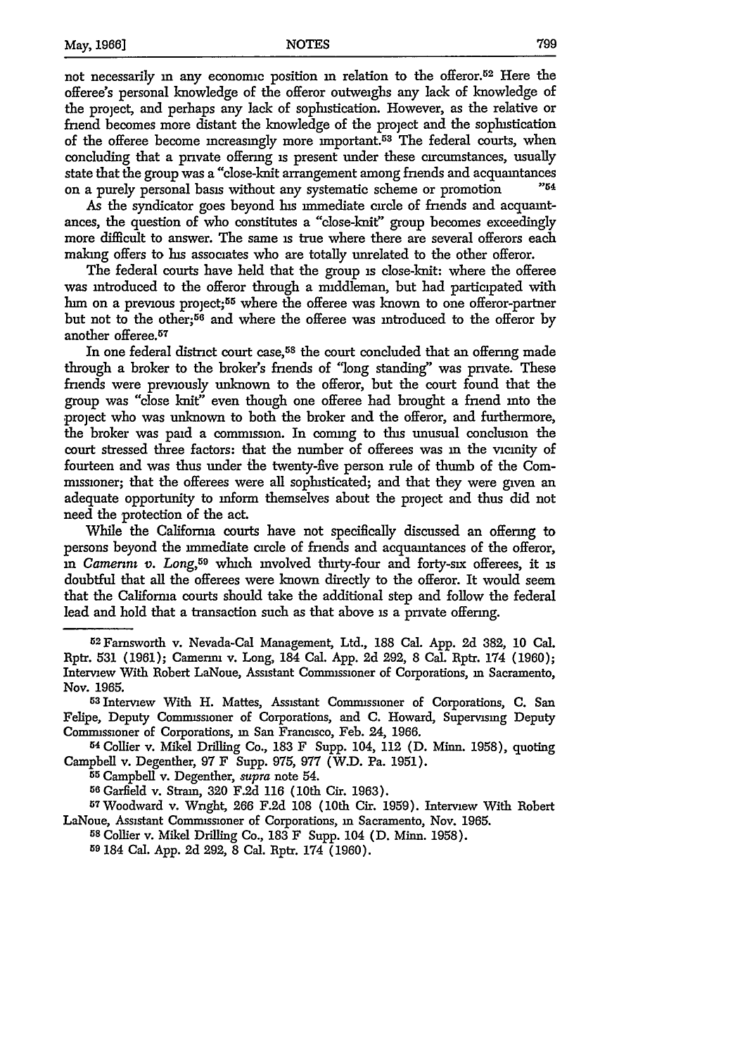not necessarily in any economic position in relation to the offeror.[52] Here the offeree's personal knowledge of the offeror outweighs any lack of knowledge of the project, and perhaps any lack of sophistication. However, as the relative or friend becomes more distant the knowledge of the project and the sophistication of the offeree become increasingly more important.[53] The federal courts, when concluding that a private offering is present under these circumstances, usually state that the group was a "close-knit arrangement among friends and acquaintances on a purely personal basis without any systematic scheme or promotion ..."[54]

As the syndicator goes beyond his immediate circle of friends and acquaintances, the question of who constitutes a "close-knit" group becomes exceedingly more difficult to answer. The same is true where there are several offerors each making offers to his associates who are totally unrelated to the other offeror.

The federal courts have held that the group is close-knit: where the offeree was introduced to the offeror through a middleman, but had participated with him on a previous project;[55] where the offeree was known to one offeror-partner but not to the other;[56] and where the offeree was introduced to the offeror by another offeree.[57]

In one federal district court case,[58] the court concluded that an offering made through a broker to the broker's friends of "long standing" was private. These friends were previously unknown to the offeror, but the court found that the group was "close knit" even though one offeree had brought a friend into the project who was unknown to both the broker and the offeror, and furthermore, the broker was paid a commission. In coming to this unusual conclusion the court stressed three factors: that the number of offerees was in the vicinity of fourteen and was thus under the twenty-five person rule of thumb of the Commissioner; that the offerees were all sophisticated; and that they were given an adequate opportunity to inform themselves about the project and thus did not need the protection of the act.

While the California courts have not specifically discussed an offering to persons beyond the immediate circle of friends and acquaintances of the offeror, in *Camerini v. Long*,[59] which involved thirty-four and forty-six offerees, it is doubtful that all the offerees were known directly to the offeror. It would seem that the California courts should take the additional step and follow the federal lead and hold that a transaction such as that above is a private offering.

---

[52] Farnsworth v. Nevada-Cal Management, Ltd., 188 Cal. App. 2d 382, 10 Cal. Rptr. 531 (1961); Camerini v. Long, 184 Cal. App. 2d 292, 8 Cal. Rptr. 174 (1960); Interview With Robert LaNoue, Assistant Commissioner of Corporations, in Sacramento, Nov. 1965.

[53] Interview With H. Mattes, Assistant Commissioner of Corporations, C. San Felipe, Deputy Commissioner of Corporations, and C. Howard, Supervising Deputy Commissioner of Corporations, in San Francisco, Feb. 24, 1966.

[54] Collier v. Mikel Drilling Co., 183 F Supp. 104, 112 (D. Minn. 1958), quoting Campbell v. Degenther, 97 F Supp. 975, 977 (W.D. Pa. 1951).

[55] Campbell v. Degenther, *supra* note 54.

[56] Garfield v. Strain, 320 F.2d 116 (10th Cir. 1963).

[57] Woodward v. Wright, 266 F.2d 108 (10th Cir. 1959). Interview With Robert LaNoue, Assistant Commissioner of Corporations, in Sacramento, Nov. 1965.

[58] Collier v. Mikel Drilling Co., 183 F Supp. 104 (D. Minn. 1958).

[59] 184 Cal. App. 2d 292, 8 Cal. Rptr. 174 (1960).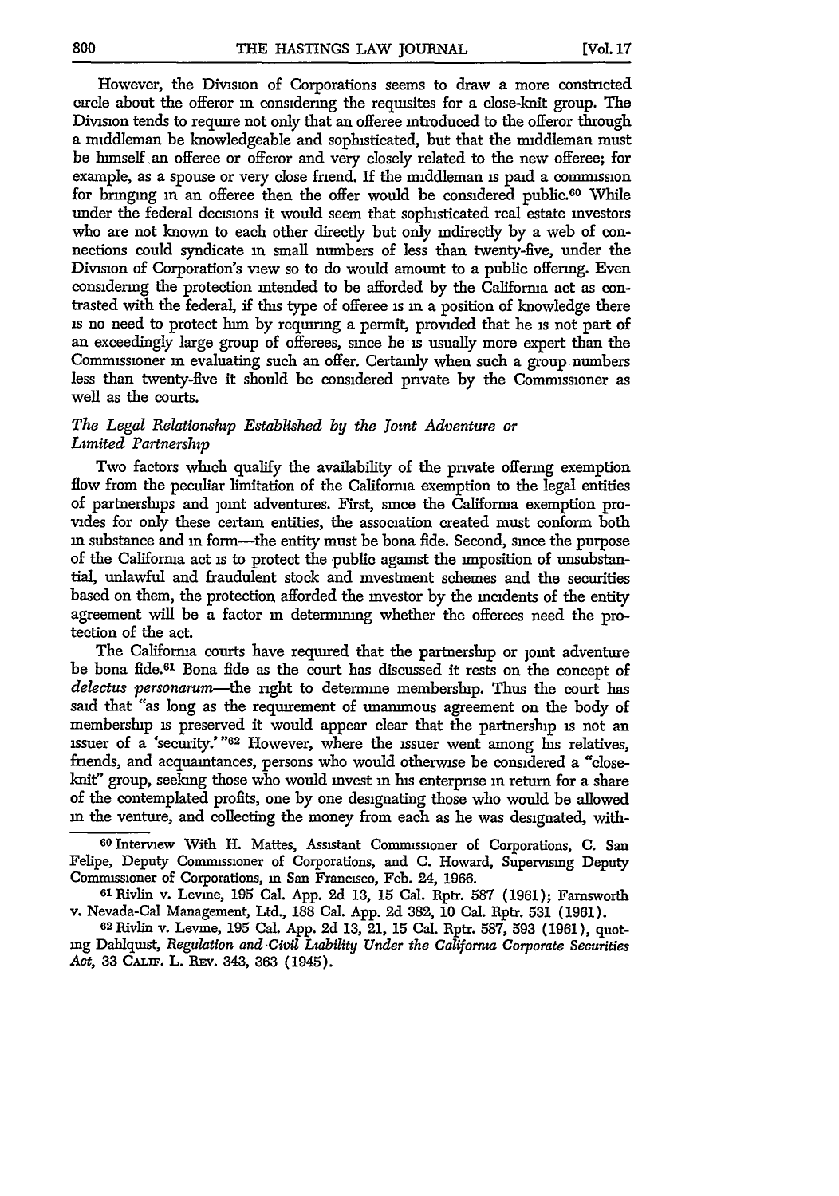However, the Division of Corporations seems to draw a more constricted circle about the offeror in considering the requisites for a close-knit group. The Division tends to require not only that an offeree introduced to the offeror through a middleman be knowledgeable and sophisticated, but that the middleman must be himself an offeree or offeror and very closely related to the new offeree; for example, as a spouse or very close friend. If the middleman is paid a commission for bringing in an offeree then the offer would be considered public.[60] While under the federal decisions it would seem that sophisticated real estate investors who are not known to each other directly but only indirectly by a web of connections could syndicate in small numbers of less than twenty-five, under the Division of Corporation's view so to do would amount to a public offering. Even considering the protection intended to be afforded by the California act as contrasted with the federal, if this type of offeree is in a position of knowledge there is no need to protect him by requiring a permit, provided that he is not part of an exceedingly large group of offerees, since he is usually more expert than the Commissioner in evaluating such an offer. Certainly when such a group numbers less than twenty-five it should be considered private by the Commissioner as well as the courts.

### *The Legal Relationship Established by the Joint Adventure or Limited Partnership*

Two factors which qualify the availability of the private offering exemption flow from the peculiar limitation of the California exemption to the legal entities of partnerships and joint adventures. First, since the California exemption provides for only these certain entities, the association created must conform both in substance and in form—the entity must be bona fide. Second, since the purpose of the California act is to protect the public against the imposition of unsubstantial, unlawful and fraudulent stock and investment schemes and the securities based on them, the protection afforded the investor by the incidents of the entity agreement will be a factor in determining whether the offerees need the protection of the act.

The California courts have required that the partnership or joint adventure be bona fide.[61] Bona fide as the court has discussed it rests on the concept of *delectus personarum*—the right to determine membership. Thus the court has said that "as long as the requirement of unanimous agreement on the body of membership is preserved it would appear clear that the partnership is not an issuer of a 'security.'"[62] However, where the issuer went among his relatives, friends, and acquaintances, persons who would otherwise be considered a "close-knit" group, seeking those who would invest in his enterprise in return for a share of the contemplated profits, one by one designating those who would be allowed in the venture, and collecting the money from each as he was designated, with-

---

[60] Interview With H. Mattes, Assistant Commissioner of Corporations, C. San Felipe, Deputy Commissioner of Corporations, and C. Howard, Supervising Deputy Commissioner of Corporations, in San Francisco, Feb. 24, 1966.

[61] Rivlin v. Levine, 195 Cal. App. 2d 13, 15 Cal. Rptr. 587 (1961); Farnsworth v. Nevada-Cal Management, Ltd., 188 Cal. App. 2d 382, 10 Cal. Rptr. 531 (1961).

[62] Rivlin v. Levine, 195 Cal. App. 2d 13, 21, 15 Cal. Rptr. 587, 593 (1961), quoting Dahlquist, *Regulation and Civil Liability Under the California Corporate Securities Act*, 33 CALIF. L. REV. 343, 363 (1945).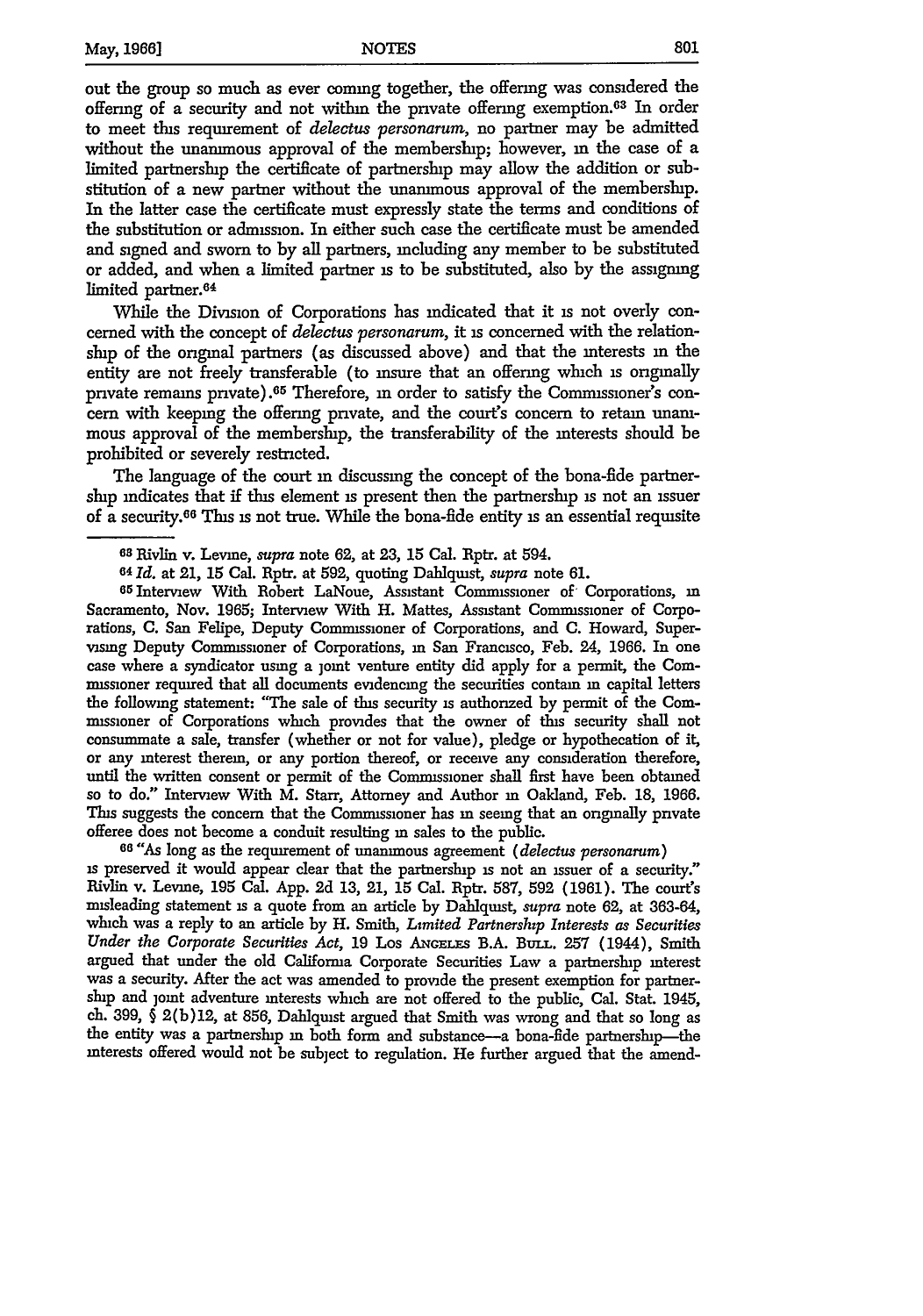out the group so much as ever coming together, the offering was considered the offering of a security and not within the private offering exemption.[63] In order to meet this requirement of *delectus personarum*, no partner may be admitted without the unanimous approval of the membership; however, in the case of a limited partnership the certificate of partnership may allow the addition or substitution of a new partner without the unanimous approval of the membership. In the latter case the certificate must expressly state the terms and conditions of the substitution or admission. In either such case the certificate must be amended and signed and sworn to by all partners, including any member to be substituted or added, and when a limited partner is to be substituted, also by the assigning limited partner.[64]

While the Division of Corporations has indicated that it is not overly concerned with the concept of *delectus personarum*, it is concerned with the relationship of the original partners (as discussed above) and that the interests in the entity are not freely transferable (to insure that an offering which is originally private remains private).[65] Therefore, in order to satisfy the Commissioner's concern with keeping the offering private, and the court's concern to retain unanimous approval of the membership, the transferability of the interests should be prohibited or severely restricted.

The language of the court in discussing the concept of the bona-fide partnership indicates that if this element is present then the partnership is not an issuer of a security.[66] This is not true. While the bona-fide entity is an essential requisite

---

[63] Rivlin v. Levine, *supra* note 62, at 23, 15 Cal. Rptr. at 594.

[64] *Id.* at 21, 15 Cal. Rptr. at 592, quoting Dahlquist, *supra* note 61.

[65] Interview With Robert LaNoue, Assistant Commissioner of Corporations, in Sacramento, Nov. 1965; Interview With H. Mattes, Assistant Commissioner of Corporations, C. San Felipe, Deputy Commissioner of Corporations, and C. Howard, Supervising Deputy Commissioner of Corporations, in San Francisco, Feb. 24, 1966. In one case where a syndicator using a joint venture entity did apply for a permit, the Commissioner required that all documents evidencing the securities contain in capital letters the following statement: "The sale of this security is authorized by permit of the Commissioner of Corporations which provides that the owner of this security shall not consummate a sale, transfer (whether or not for value), pledge or hypothecation of it, or any interest therein, or any portion thereof, or receive any consideration therefore, until the written consent or permit of the Commissioner shall first have been obtained so to do." Interview With M. Starr, Attorney and Author in Oakland, Feb. 18, 1966. This suggests the concern that the Commissioner has in seeing that an originally private offeree does not become a conduit resulting in sales to the public.

[66] "As long as the requirement of unanimous agreement (*delectus personarum*) is preserved it would appear clear that the partnership is not an issuer of a security." Rivlin v. Levine, 195 Cal. App. 2d 13, 21, 15 Cal. Rptr. 587, 592 (1961). The court's misleading statement is a quote from an article by Dahlquist, *supra* note 62, at 363-64, which was a reply to an article by H. Smith, *Limited Partnership Interests as Securities Under the Corporate Securities Act*, 19 Los Angeles B.A. Bull. 257 (1944), Smith argued that under the old California Corporate Securities Law a partnership interest was a security. After the act was amended to provide the present exemption for partnership and joint adventure interests which are not offered to the public, Cal. Stat. 1945, ch. 399, § 2(b)12, at 856, Dahlquist argued that Smith was wrong and that so long as the entity was a partnership in both form and substance—a bona-fide partnership—the interests offered would not be subject to regulation. He further argued that the amend-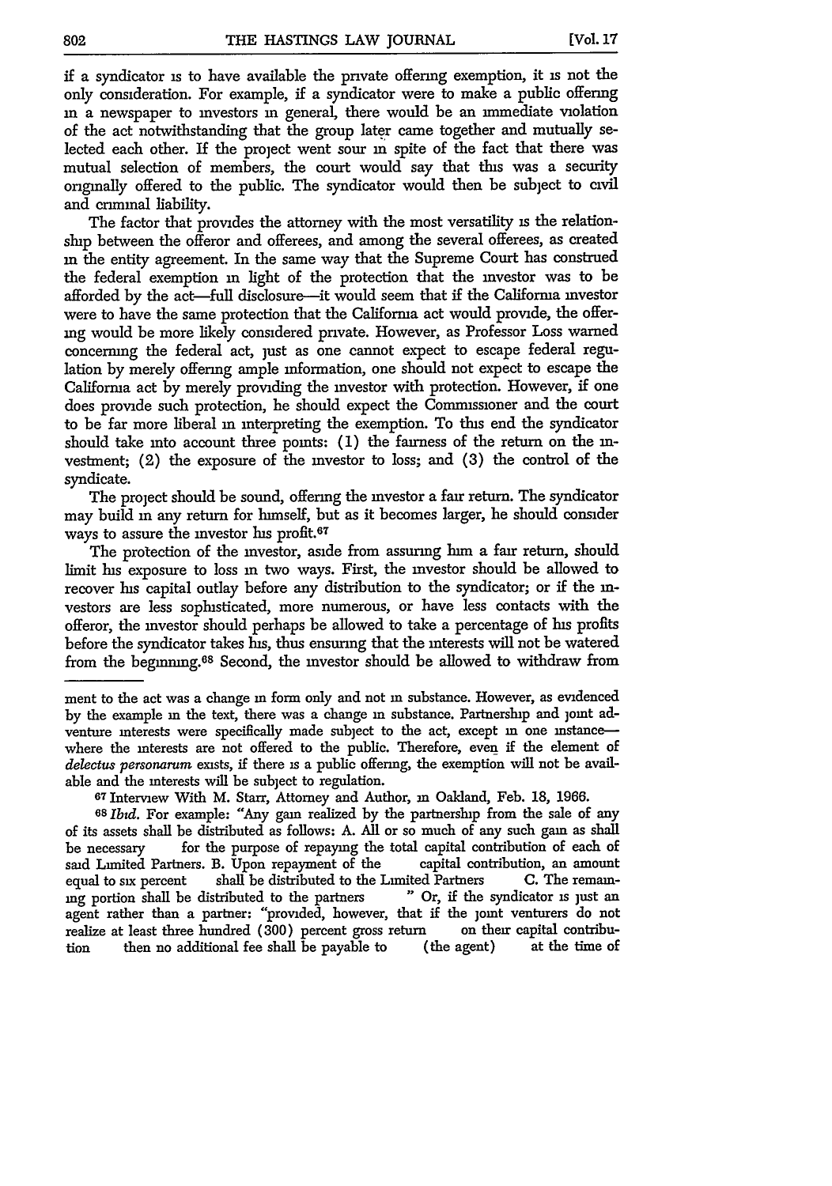if a syndicator is to have available the private offering exemption, it is not the only consideration. For example, if a syndicator were to make a public offering in a newspaper to investors in general, there would be an immediate violation of the act notwithstanding that the group later came together and mutually selected each other. If the project went sour in spite of the fact that there was mutual selection of members, the court would say that this was a security originally offered to the public. The syndicator would then be subject to civil and criminal liability.

The factor that provides the attorney with the most versatility is the relationship between the offeror and offerees, and among the several offerees, as created in the entity agreement. In the same way that the Supreme Court has construed the federal exemption in light of the protection that the investor was to be afforded by the act—full disclosure—it would seem that if the California investor were to have the same protection that the California act would provide, the offering would be more likely considered private. However, as Professor Loss warned concerning the federal act, just as one cannot expect to escape federal regulation by merely offering ample information, one should not expect to escape the California act by merely providing the investor with protection. However, if one does provide such protection, he should expect the Commissioner and the court to be far more liberal in interpreting the exemption. To this end the syndicator should take into account three points: (1) the fairness of the return on the investment; (2) the exposure of the investor to loss; and (3) the control of the syndicate.

The project should be sound, offering the investor a fair return. The syndicator may build in any return for himself, but as it becomes larger, he should consider ways to assure the investor his profit.[67]

The protection of the investor, aside from assuring him a fair return, should limit his exposure to loss in two ways. First, the investor should be allowed to recover his capital outlay before any distribution to the syndicator; or if the investors are less sophisticated, more numerous, or have less contacts with the offeror, the investor should perhaps be allowed to take a percentage of his profits before the syndicator takes his, thus ensuring that the interests will not be watered from the beginning.[68] Second, the investor should be allowed to withdraw from

---

ment to the act was a change in form only and not in substance. However, as evidenced by the example in the text, there was a change in substance. Partnership and joint adventure interests were specifically made subject to the act, except in one instance—where the interests are not offered to the public. Therefore, even if the element of *delectus personarum* exists, if there is a public offering, the exemption will not be available and the interests will be subject to regulation.

[67] Interview With M. Starr, Attorney and Author, in Oakland, Feb. 18, 1966.

[68] *Ibid.* For example: "Any gain realized by the partnership from the sale of any of its assets shall be distributed as follows: A. All or so much of any such gain as shall be necessary for the purpose of repaying the total capital contribution of each of said Limited Partners. B. Upon repayment of the capital contribution, an amount equal to six percent shall be distributed to the Limited Partners C. The remaining portion shall be distributed to the partners " Or, if the syndicator is just an agent rather than a partner: "provided, however, that if the joint venturers do not realize at least three hundred (300) percent gross return on their capital contribution then no additional fee shall be payable to (the agent) at the time of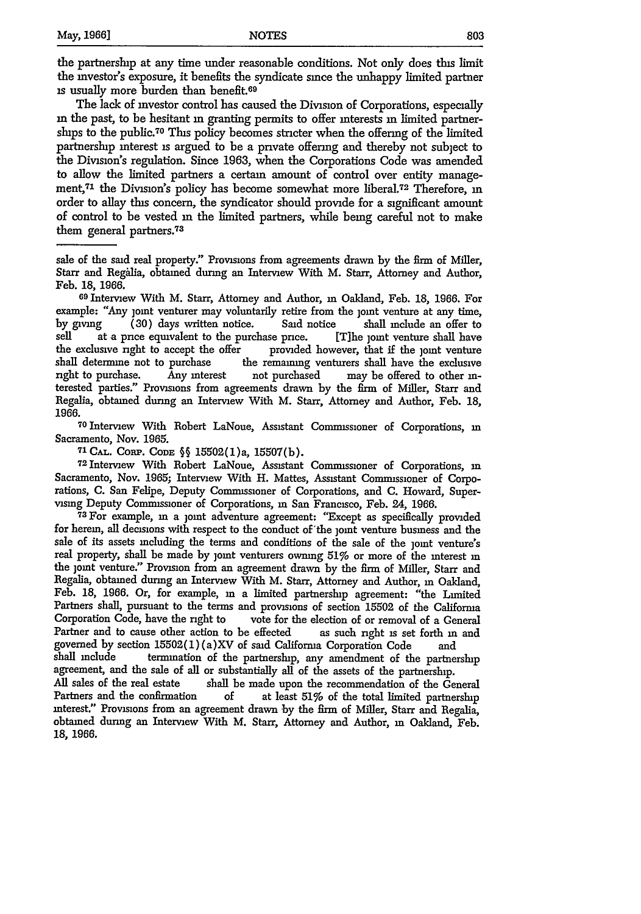the partnership at any time under reasonable conditions. Not only does this limit the investor's exposure, it benefits the syndicate since the unhappy limited partner is usually more burden than benefit.[69]

The lack of investor control has caused the Division of Corporations, especially in the past, to be hesitant in granting permits to offer interests in limited partnerships to the public.[70] This policy becomes stricter when the offering of the limited partnership interest is argued to be a private offering and thereby not subject to the Division's regulation. Since 1963, when the Corporations Code was amended to allow the limited partners a certain amount of control over entity management,[71] the Division's policy has become somewhat more liberal.[72] Therefore, in order to allay this concern, the syndicator should provide for a significant amount of control to be vested in the limited partners, while being careful not to make them general partners.[73]

---

sale of the said real property." Provisions from agreements drawn by the firm of Miller, Starr and Regàlia, obtained during an Interview With M. Starr, Attorney and Author, Feb. 18, 1966.

[69] Interview With M. Starr, Attorney and Author, in Oakland, Feb. 18, 1966. For example: "Any joint venturer may voluntarily retire from the joint venture at any time, by giving (30) days written notice. Said notice shall include an offer to sell at a price equivalent to the purchase price. [T]he joint venture shall have the exclusive right to accept the offer provided however, that if the joint venture shall determine not to purchase the remaining venturers shall have the exclusive right to purchase. Any interest not purchased may be offered to other interested parties." Provisions from agreements drawn by the firm of Miller, Starr and Regalia, obtained during an Interview With M. Starr, Attorney and Author, Feb. 18, 1966.

[70] Interview With Robert LaNoue, Assistant Commissioner of Corporations, in Sacramento, Nov. 1965.

[71] CAL. CORP. CODE §§ 15502(1)a, 15507(b).

[72] Interview With Robert LaNoue, Assistant Commissioner of Corporations, in Sacramento, Nov. 1965; Interview With H. Mattes, Assistant Commissioner of Corporations, C. San Felipe, Deputy Commissioner of Corporations, and C. Howard, Supervising Deputy Commissioner of Corporations, in San Francisco, Feb. 24, 1966.

[73] For example, in a joint adventure agreement: "Except as specifically provided for herein, all decisions with respect to the conduct of the joint venture business and the sale of its assets including the terms and conditions of the sale of the joint venture's real property, shall be made by joint venturers owning 51% or more of the interest in the joint venture." Provision from an agreement drawn by the firm of Miller, Starr and Regalia, obtained during an Interview With M. Starr, Attorney and Author, in Oakland, Feb. 18, 1966. Or, for example, in a limited partnership agreement: "the Limited Partners shall, pursuant to the terms and provisions of section 15502 of the California Corporation Code, have the right to vote for the election of or removal of a General Partner and to cause other action to be effected as such right is set forth in and governed by section 15502(1)(a)XV of said California Corporation Code and shall include termination of the partnership, any amendment of the partnership agreement, and the sale of all or substantially all of the assets of the partnership. All sales of the real estate shall be made upon the recommendation of the General Partners and the confirmation of at least 51% of the total limited partnership interest." Provisions from an agreement drawn by the firm of Miller, Starr and Regalia, obtained during an Interview With M. Starr, Attorney and Author, in Oakland, Feb. 18, 1966.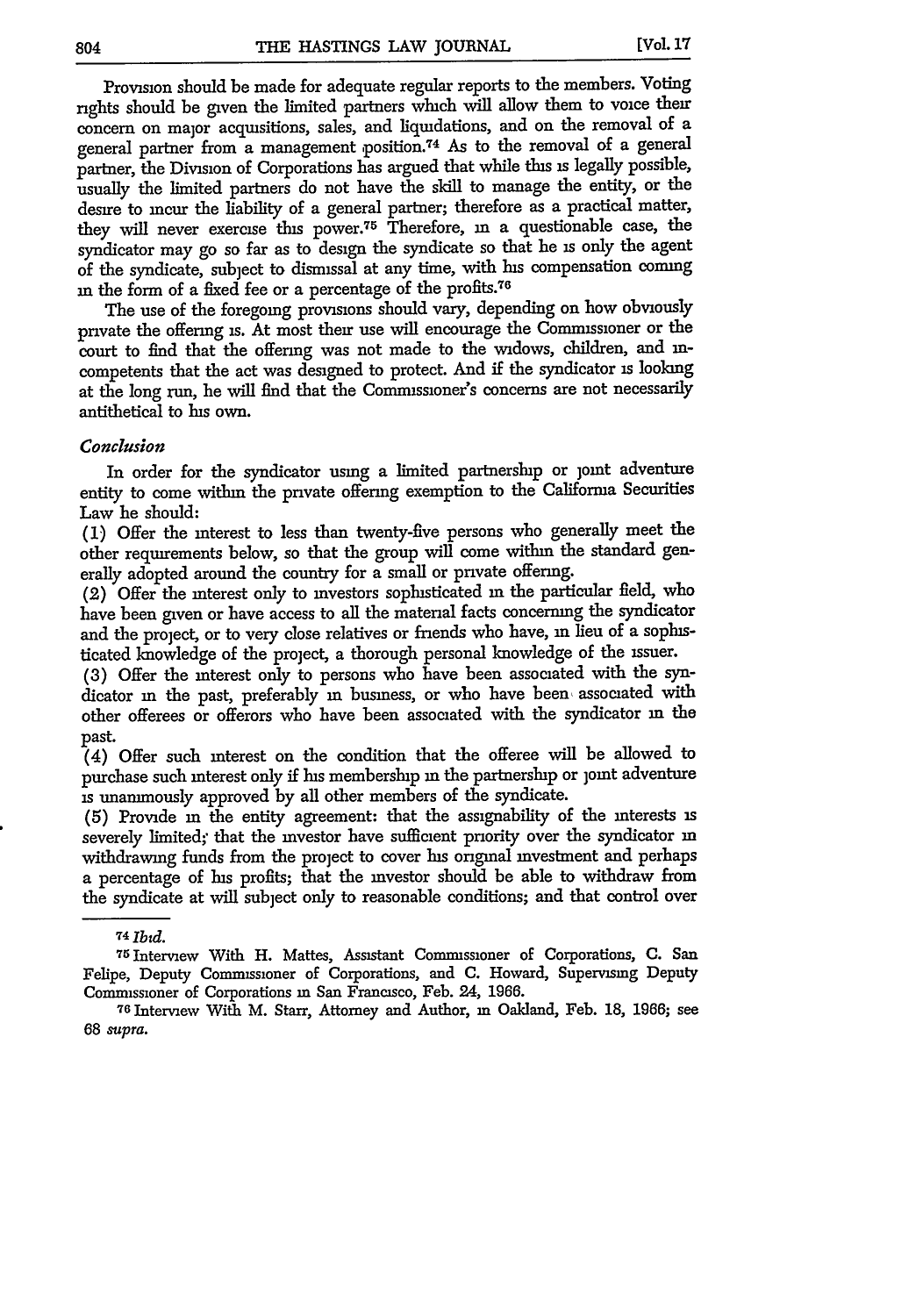Provision should be made for adequate regular reports to the members. Voting rights should be given the limited partners which will allow them to voice their concern on major acquisitions, sales, and liquidations, and on the removal of a general partner from a management position.[74] As to the removal of a general partner, the Division of Corporations has argued that while this is legally possible, usually the limited partners do not have the skill to manage the entity, or the desire to incur the liability of a general partner; therefore as a practical matter, they will never exercise this power.[75] Therefore, in a questionable case, the syndicator may go so far as to design the syndicate so that he is only the agent of the syndicate, subject to dismissal at any time, with his compensation coming in the form of a fixed fee or a percentage of the profits.[76]

The use of the foregoing provisions should vary, depending on how obviously private the offering is. At most their use will encourage the Commissioner or the court to find that the offering was not made to the widows, children, and incompetents that the act was designed to protect. And if the syndicator is looking at the long run, he will find that the Commissioner's concerns are not necessarily antithetical to his own.

### *Conclusion*

In order for the syndicator using a limited partnership or joint adventure entity to come within the private offering exemption to the California Securities Law he should:

(1) Offer the interest to less than twenty-five persons who generally meet the other requirements below, so that the group will come within the standard generally adopted around the country for a small or private offering.

(2) Offer the interest only to investors sophisticated in the particular field, who have been given or have access to all the material facts concerning the syndicator and the project, or to very close relatives or friends who have, in lieu of a sophisticated knowledge of the project, a thorough personal knowledge of the issuer.

(3) Offer the interest only to persons who have been associated with the syndicator in the past, preferably in business, or who have been associated with other offerees or offerors who have been associated with the syndicator in the past.

(4) Offer such interest on the condition that the offeree will be allowed to purchase such interest only if his membership in the partnership or joint adventure is unanimously approved by all other members of the syndicate.

(5) Provide in the entity agreement: that the assignability of the interests is severely limited; that the investor have sufficient priority over the syndicator in withdrawing funds from the project to cover his original investment and perhaps a percentage of his profits; that the investor should be able to withdraw from the syndicate at will subject only to reasonable conditions; and that control over

---

[74] *Ibid.*

[75] Interview With H. Mattes, Assistant Commissioner of Corporations, C. San Felipe, Deputy Commissioner of Corporations, and C. Howard, Supervising Deputy Commissioner of Corporations in San Francisco, Feb. 24, 1966.

[76] Interview With M. Starr, Attorney and Author, in Oakland, Feb. 18, 1966; see 68 *supra.*